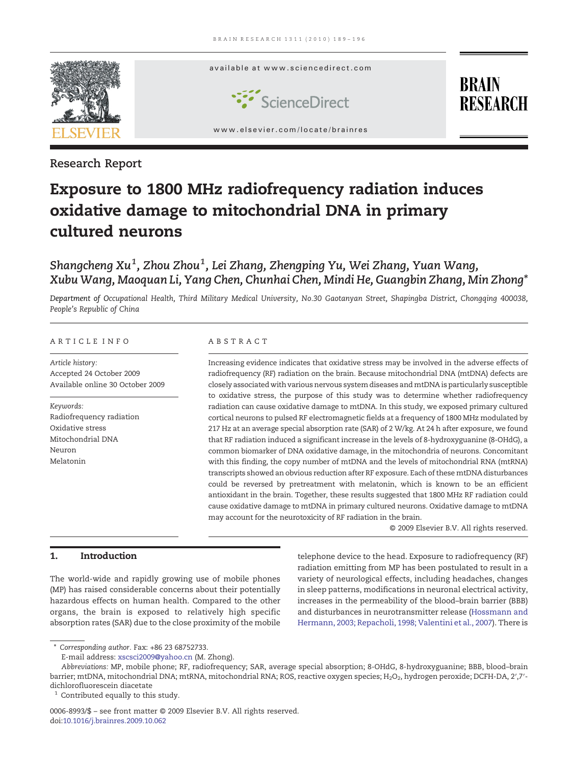Research Report

# Exposure to 1800 MHz radiofrequency radiation induces oxidative damage to mitochondrial DNA in primary cultured neurons

*Shangcheng Xu[1], Zhou Zhou[1], Lei Zhang, Zhengping Yu, Wei Zhang, Yuan Wang, Xubu Wang, Maoquan Li, Yang Chen, Chunhai Chen, Mindi He, Guangbin Zhang, Min Zhong\**

*Department of Occupational Health, Third Military Medical University, No.30 Gaotanyan Street, Shapingba District, Chongqing 400038, People's Republic of China*

## ARTICLE INFO

*Article history:*
Accepted 24 October 2009
Available online 30 October 2009

*Keywords:*
Radiofrequency radiation
Oxidative stress
Mitochondrial DNA
Neuron
Melatonin

## ABSTRACT

Increasing evidence indicates that oxidative stress may be involved in the adverse effects of radiofrequency (RF) radiation on the brain. Because mitochondrial DNA (mtDNA) defects are closely associated with various nervous system diseases and mtDNA is particularly susceptible to oxidative stress, the purpose of this study was to determine whether radiofrequency radiation can cause oxidative damage to mtDNA. In this study, we exposed primary cultured cortical neurons to pulsed RF electromagnetic fields at a frequency of 1800 MHz modulated by 217 Hz at an average special absorption rate (SAR) of 2 W/kg. At 24 h after exposure, we found that RF radiation induced a significant increase in the levels of 8-hydroxyguanine (8-OHdG), a common biomarker of DNA oxidative damage, in the mitochondria of neurons. Concomitant with this finding, the copy number of mtDNA and the levels of mitochondrial RNA (mtRNA) transcripts showed an obvious reduction after RF exposure. Each of these mtDNA disturbances could be reversed by pretreatment with melatonin, which is known to be an efficient antioxidant in the brain. Together, these results suggested that 1800 MHz RF radiation could cause oxidative damage to mtDNA in primary cultured neurons. Oxidative damage to mtDNA may account for the neurotoxicity of RF radiation in the brain.

© 2009 Elsevier B.V. All rights reserved.

## 1. Introduction

The world-wide and rapidly growing use of mobile phones (MP) has raised considerable concerns about their potentially hazardous effects on human health. Compared to the other organs, the brain is exposed to relatively high specific absorption rates (SAR) due to the close proximity of the mobile telephone device to the head. Exposure to radiofrequency (RF) radiation emitting from MP has been postulated to result in a variety of neurological effects, including headaches, changes in sleep patterns, modifications in neuronal electrical activity, increases in the permeability of the blood–brain barrier (BBB) and disturbances in neurotransmitter release (Hossmann and Hermann, 2003; Repacholi, 1998; Valentini et al., 2007). There is

\* Corresponding author. Fax: +86 23 68752733.
E-mail address: xscsci2009@yahoo.cn (M. Zhong).
*Abbreviations:* MP, mobile phone; RF, radiofrequency; SAR, average special absorption; 8-OHdG, 8-hydroxyguanine; BBB, blood–brain barrier; mtDNA, mitochondrial DNA; mtRNA, mitochondrial RNA; ROS, reactive oxygen species; $H_2O_2$, hydrogen peroxide; DCFH-DA, 2′,7′-dichlorofluorescein diacetate
[1] Contributed equally to this study.

0006-8993/$ – see front matter © 2009 Elsevier B.V. All rights reserved.
doi:10.1016/j.brainres.2009.10.062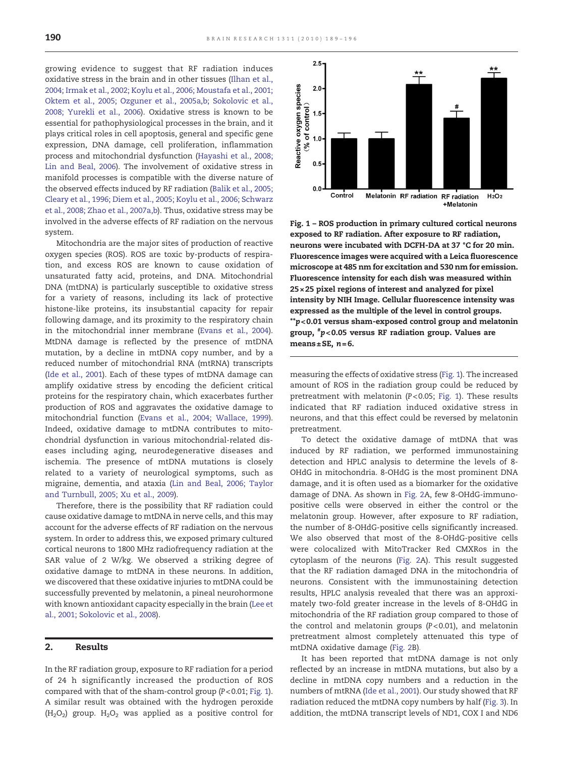growing evidence to suggest that RF radiation induces oxidative stress in the brain and in other tissues (Ilhan et al., 2004; Irmak et al., 2002; Koylu et al., 2006; Moustafa et al., 2001; Oktem et al., 2005; Ozguner et al., 2005a,b; Sokolovic et al., 2008; Yurekli et al., 2006). Oxidative stress is known to be essential for pathophysiological processes in the brain, and it plays critical roles in cell apoptosis, general and specific gene expression, DNA damage, cell proliferation, inflammation process and mitochondrial dysfunction (Hayashi et al., 2008; Lin and Beal, 2006). The involvement of oxidative stress in manifold processes is compatible with the diverse nature of the observed effects induced by RF radiation (Balik et al., 2005; Cleary et al., 1996; Diem et al., 2005; Koylu et al., 2006; Schwarz et al., 2008; Zhao et al., 2007a,b). Thus, oxidative stress may be involved in the adverse effects of RF radiation on the nervous system.

Mitochondria are the major sites of production of reactive oxygen species (ROS). ROS are toxic by-products of respiration, and excess ROS are known to cause oxidation of unsaturated fatty acid, proteins, and DNA. Mitochondrial DNA (mtDNA) is particularly susceptible to oxidative stress for a variety of reasons, including its lack of protective histone-like proteins, its insubstantial capacity for repair following damage, and its proximity to the respiratory chain in the mitochondrial inner membrane (Evans et al., 2004). MtDNA damage is reflected by the presence of mtDNA mutation, by a decline in mtDNA copy number, and by a reduced number of mitochondrial RNA (mtRNA) transcripts (Ide et al., 2001). Each of these types of mtDNA damage can amplify oxidative stress by encoding the deficient critical proteins for the respiratory chain, which exacerbates further production of ROS and aggravates the oxidative damage to mitochondrial function (Evans et al., 2004; Wallace, 1999). Indeed, oxidative damage to mtDNA contributes to mitochondrial dysfunction in various mitochondrial-related diseases including aging, neurodegenerative diseases and ischemia. The presence of mtDNA mutations is closely related to a variety of neurological symptoms, such as migraine, dementia, and ataxia (Lin and Beal, 2006; Taylor and Turnbull, 2005; Xu et al., 2009).

Therefore, there is the possibility that RF radiation could cause oxidative damage to mtDNA in nerve cells, and this may account for the adverse effects of RF radiation on the nervous system. In order to address this, we exposed primary cultured cortical neurons to 1800 MHz radiofrequency radiation at the SAR value of 2 W/kg. We observed a striking degree of oxidative damage to mtDNA in these neurons. In addition, we discovered that these oxidative injuries to mtDNA could be successfully prevented by melatonin, a pineal neurohormone with known antioxidant capacity especially in the brain (Lee et al., 2001; Sokolovic et al., 2008).

## 2. Results

In the RF radiation group, exposure to RF radiation for a period of 24 h significantly increased the production of ROS compared with that of the sham-control group ($P<0.01$; Fig. 1). A similar result was obtained with the hydrogen peroxide ($H_2O_2$) group. $H_2O_2$ was applied as a positive control for measuring the effects of oxidative stress (Fig. 1). The increased amount of ROS in the radiation group could be reduced by pretreatment with melatonin ($P<0.05$; Fig. 1). These results indicated that RF radiation induced oxidative stress in neurons, and that this effect could be reversed by melatonin pretreatment.

**Fig. 1 – ROS production in primary cultured cortical neurons exposed to RF radiation. After exposure to RF radiation, neurons were incubated with DCFH-DA at 37 °C for 20 min. Fluorescence images were acquired with a Leica fluorescence microscope at 485 nm for excitation and 530 nm for emission. Fluorescence intensity for each dish was measured within 25×25 pixel regions of interest and analyzed for pixel intensity by NIH Image. Cellular fluorescence intensity was expressed as the multiple of the level in control groups. **$p<0.01$ versus sham-exposed control group and melatonin group, #$p<0.05$ versus RF radiation group. Values are means±SE, $n=6$.**

To detect the oxidative damage of mtDNA that was induced by RF radiation, we performed immunostaining detection and HPLC analysis to determine the levels of 8-OHdG in mitochondria. 8-OHdG is the most prominent DNA damage, and it is often used as a biomarker for the oxidative damage of DNA. As shown in Fig. 2A, few 8-OHdG-immunopositive cells were observed in either the control or the melatonin group. However, after exposure to RF radiation, the number of 8-OHdG-positive cells significantly increased. We also observed that most of the 8-OHdG-positive cells were colocalized with MitoTracker Red CMXRos in the cytoplasm of the neurons (Fig. 2A). This result suggested that the RF radiation damaged DNA in the mitochondria of neurons. Consistent with the immunostaining detection results, HPLC analysis revealed that there was an approximately two-fold greater increase in the levels of 8-OHdG in mitochondria of the RF radiation group compared to those of the control and melatonin groups ($P<0.01$), and melatonin pretreatment almost completely attenuated this type of mtDNA oxidative damage (Fig. 2B).

It has been reported that mtDNA damage is not only reflected by an increase in mtDNA mutations, but also by a decline in mtDNA copy numbers and a reduction in the numbers of mtRNA (Ide et al., 2001). Our study showed that RF radiation reduced the mtDNA copy numbers by half (Fig. 3). In addition, the mtDNA transcript levels of ND1, COX I and ND6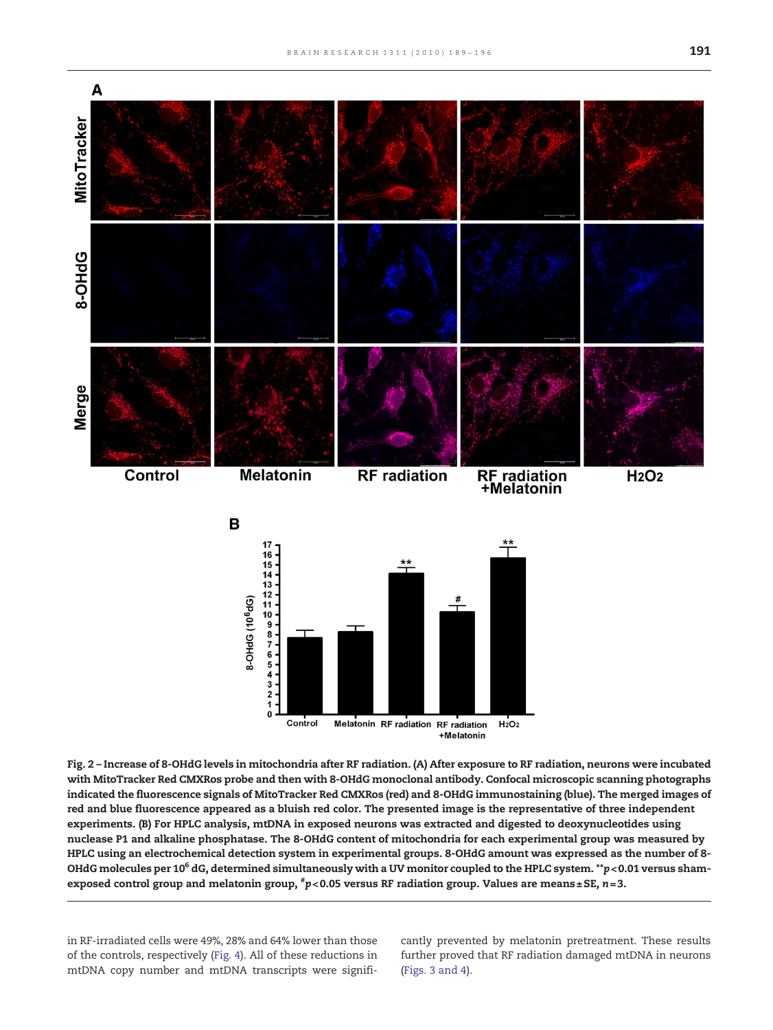Fig. 2 – Increase of 8-OHdG levels in mitochondria after RF radiation. (A) After exposure to RF radiation, neurons were incubated with MitoTracker Red CMXRos probe and then with 8-OHdG monoclonal antibody. Confocal microscopic scanning photographs indicated the fluorescence signals of MitoTracker Red CMXRos (red) and 8-OHdG immunostaining (blue). The merged images of red and blue fluorescence appeared as a bluish red color. The presented image is the representative of three independent experiments. (B) For HPLC analysis, mtDNA in exposed neurons was extracted and digested to deoxynucleotides using nuclease P1 and alkaline phosphatase. The 8-OHdG content of mitochondria for each experimental group was measured by HPLC using an electrochemical detection system in experimental groups. 8-OHdG amount was expressed as the number of 8-OHdG molecules per $10^6$ dG, determined simultaneously with a UV monitor coupled to the HPLC system. **$p<0.01$ versus sham-exposed control group and melatonin group, #$p<0.05$ versus RF radiation group. Values are means ± SE, $n=3$.

in RF-irradiated cells were 49%, 28% and 64% lower than those of the controls, respectively (Fig. 4). All of these reductions in mtDNA copy number and mtDNA transcripts were significantly prevented by melatonin pretreatment. These results further proved that RF radiation damaged mtDNA in neurons (Figs. 3 and 4).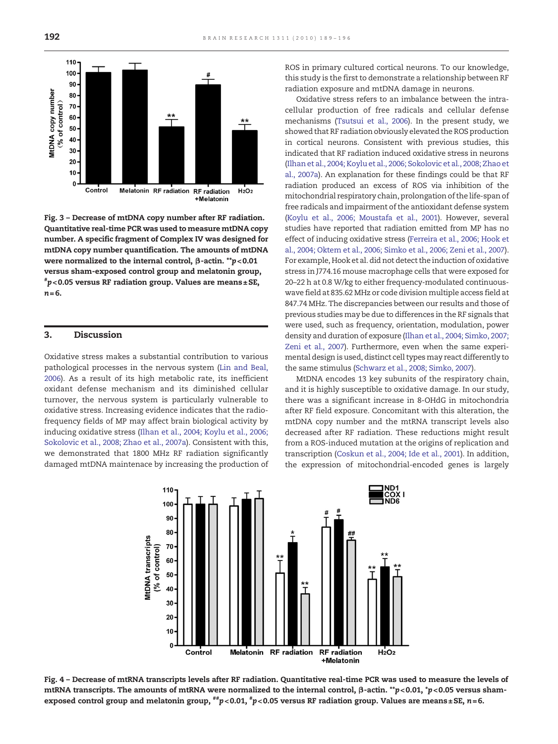Fig. 3 – Decrease of mtDNA copy number after RF radiation. Quantitative real-time PCR was used to measure mtDNA copy number. A specific fragment of Complex IV was designed for mtDNA copy number quantification. The amounts of mtDNA were normalized to the internal control, β-actin. $^{**}p<0.01$ versus sham-exposed control group and melatonin group, $^{\#}p<0.05$ versus RF radiation group. Values are means ± SE, $n=6$.

## 3. Discussion

Oxidative stress makes a substantial contribution to various pathological processes in the nervous system (Lin and Beal, 2006). As a result of its high metabolic rate, its inefficient oxidant defense mechanism and its diminished cellular turnover, the nervous system is particularly vulnerable to oxidative stress. Increasing evidence indicates that the radiofrequency fields of MP may affect brain biological activity by inducing oxidative stress (Ilhan et al., 2004; Koylu et al., 2006; Sokolovic et al., 2008; Zhao et al., 2007a). Consistent with this, we demonstrated that 1800 MHz RF radiation significantly damaged mtDNA maintenace by increasing the production of ROS in primary cultured cortical neurons. To our knowledge, this study is the first to demonstrate a relationship between RF radiation exposure and mtDNA damage in neurons.

Oxidative stress refers to an imbalance between the intracellular production of free radicals and cellular defense mechanisms (Tsutsui et al., 2006). In the present study, we showed that RF radiation obviously elevated the ROS production in cortical neurons. Consistent with previous studies, this indicated that RF radiation induced oxidative stress in neurons (Ilhan et al., 2004; Koylu et al., 2006; Sokolovic et al., 2008; Zhao et al., 2007a). An explanation for these findings could be that RF radiation produced an excess of ROS via inhibition of the mitochondrial respiratory chain, prolongation of the life-span of free radicals and impairment of the antioxidant defense system (Koylu et al., 2006; Moustafa et al., 2001). However, several studies have reported that radiation emitted from MP has no effect of inducing oxidative stress (Ferreira et al., 2006; Hook et al., 2004; Oktem et al., 2006; Simko et al., 2006; Zeni et al., 2007). For example, Hook et al. did not detect the induction of oxidative stress in J774.16 mouse macrophage cells that were exposed for 20–22 h at 0.8 W/kg to either frequency-modulated continuous-wave field at 835.62 MHz or code division multiple access field at 847.74 MHz. The discrepancies between our results and those of previous studies may be due to differences in the RF signals that were used, such as frequency, orientation, modulation, power density and duration of exposure (Ilhan et al., 2004; Simko, 2007; Zeni et al., 2007). Furthermore, even when the same experimental design is used, distinct cell types may react differently to the same stimulus (Schwarz et al., 2008; Simko, 2007).

MtDNA encodes 13 key subunits of the respiratory chain, and it is highly susceptible to oxidative damage. In our study, there was a significant increase in 8-OHdG in mitochondria after RF field exposure. Concomitant with this alteration, the mtDNA copy number and the mtRNA transcript levels also decreased after RF radiation. These reductions might result from a ROS-induced mutation at the origins of replication and transcription (Coskun et al., 2004; Ide et al., 2001). In addition, the expression of mitochondrial-encoded genes is largely

Fig. 4 – Decrease of mtRNA transcripts levels after RF radiation. Quantitative real-time PCR was used to measure the levels of mtRNA transcripts. The amounts of mtRNA were normalized to the internal control, β-actin. $^{**}p<0.01$, $^{*}p<0.05$ versus sham-exposed control group and melatonin group, $^{\#\#}p<0.01$, $^{\#}p<0.05$ versus RF radiation group. Values are means ± SE, $n=6$.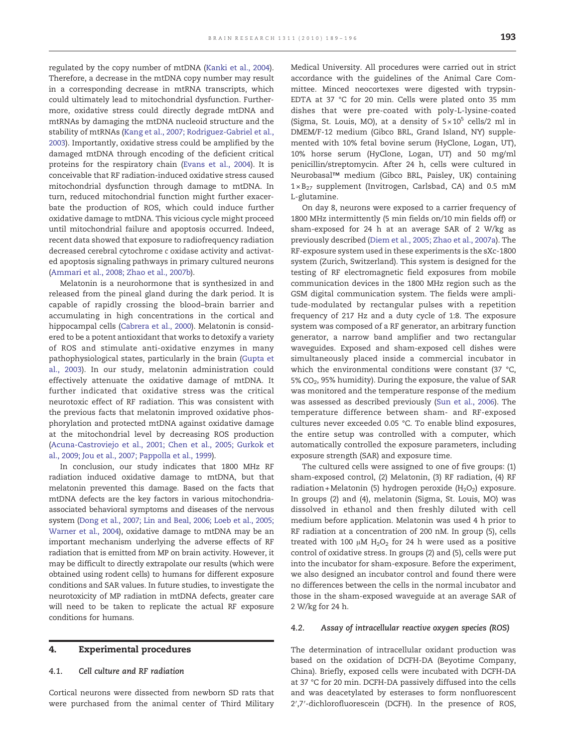regulated by the copy number of mtDNA (Kanki et al., 2004). Therefore, a decrease in the mtDNA copy number may result in a corresponding decrease in mtRNA transcripts, which could ultimately lead to mitochondrial dysfunction. Furthermore, oxidative stress could directly degrade mtDNA and mtRNAs by damaging the mtDNA nucleoid structure and the stability of mtRNAs (Kang et al., 2007; Rodriguez-Gabriel et al., 2003). Importantly, oxidative stress could be amplified by the damaged mtDNA through encoding of the deficient critical proteins for the respiratory chain (Evans et al., 2004). It is conceivable that RF radiation-induced oxidative stress caused mitochondrial dysfunction through damage to mtDNA. In turn, reduced mitochondrial function might further exacerbate the production of ROS, which could induce further oxidative damage to mtDNA. This vicious cycle might proceed until mitochondrial failure and apoptosis occurred. Indeed, recent data showed that exposure to radiofrequency radiation decreased cerebral cytochrome *c* oxidase activity and activated apoptosis signaling pathways in primary cultured neurons (Ammari et al., 2008; Zhao et al., 2007b).

Melatonin is a neurohormone that is synthesized in and released from the pineal gland during the dark period. It is capable of rapidly crossing the blood–brain barrier and accumulating in high concentrations in the cortical and hippocampal cells (Cabrera et al., 2000). Melatonin is considered to be a potent antioxidant that works to detoxify a variety of ROS and stimulate anti-oxidative enzymes in many pathophysiological states, particularly in the brain (Gupta et al., 2003). In our study, melatonin administration could effectively attenuate the oxidative damage of mtDNA. It further indicated that oxidative stress was the critical neurotoxic effect of RF radiation. This was consistent with the previous facts that melatonin improved oxidative phosphorylation and protected mtDNA against oxidative damage at the mitochondrial level by decreasing ROS production (Acuna-Castroviejo et al., 2001; Chen et al., 2005; Gurkok et al., 2009; Jou et al., 2007; Pappolla et al., 1999).

In conclusion, our study indicates that 1800 MHz RF radiation induced oxidative damage to mtDNA, but that melatonin prevented this damage. Based on the facts that mtDNA defects are the key factors in various mitochondria-associated behavioral symptoms and diseases of the nervous system (Dong et al., 2007; Lin and Beal, 2006; Loeb et al., 2005; Warner et al., 2004), oxidative damage to mtDNA may be an important mechanism underlying the adverse effects of RF radiation that is emitted from MP on brain activity. However, it may be difficult to directly extrapolate our results (which were obtained using rodent cells) to humans for different exposure conditions and SAR values. In future studies, to investigate the neurotoxicity of MP radiation in mtDNA defects, greater care will need to be taken to replicate the actual RF exposure conditions for humans.

## 4. Experimental procedures

### 4.1. Cell culture and RF radiation

Cortical neurons were dissected from newborn SD rats that were purchased from the animal center of Third Military Medical University. All procedures were carried out in strict accordance with the guidelines of the Animal Care Committee. Minced neocortexes were digested with trypsin-EDTA at 37 °C for 20 min. Cells were plated onto 35 mm dishes that were pre-coated with poly-L-lysine-coated (Sigma, St. Louis, MO), at a density of $5\times10^5$ cells/2 ml in DMEM/F-12 medium (Gibco BRL, Grand Island, NY) supplemented with 10% fetal bovine serum (HyClone, Logan, UT), 10% horse serum (HyClone, Logan, UT) and 50 mg/ml penicillin/streptomycin. After 24 h, cells were cultured in Neurobasal™ medium (Gibco BRL, Paisley, UK) containing $1\times B_{27}$ supplement (Invitrogen, Carlsbad, CA) and 0.5 mM L-glutamine.

On day 8, neurons were exposed to a carrier frequency of 1800 MHz intermittently (5 min fields on/10 min fields off) or sham-exposed for 24 h at an average SAR of 2 W/kg as previously described (Diem et al., 2005; Zhao et al., 2007a). The RF-exposure system used in these experiments is the sXc-1800 system (Zurich, Switzerland). This system is designed for the testing of RF electromagnetic field exposures from mobile communication devices in the 1800 MHz region such as the GSM digital communication system. The fields were amplitude-modulated by rectangular pulses with a repetition frequency of 217 Hz and a duty cycle of 1:8. The exposure system was composed of a RF generator, an arbitrary function generator, a narrow band amplifier and two rectangular waveguides. Exposed and sham-exposed cell dishes were simultaneously placed inside a commercial incubator in which the environmental conditions were constant (37 °C, 5% $CO_2$, 95% humidity). During the exposure, the value of SAR was monitored and the temperature response of the medium was assessed as described previously (Sun et al., 2006). The temperature difference between sham- and RF-exposed cultures never exceeded 0.05 °C. To enable blind exposures, the entire setup was controlled with a computer, which automatically controlled the exposure parameters, including exposure strength (SAR) and exposure time.

The cultured cells were assigned to one of five groups: (1) sham-exposed control, (2) Melatonin, (3) RF radiation, (4) RF radiation+Melatonin (5) hydrogen peroxide ($H_2O_2$) exposure. In groups (2) and (4), melatonin (Sigma, St. Louis, MO) was dissolved in ethanol and then freshly diluted with cell medium before application. Melatonin was used 4 h prior to RF radiation at a concentration of 200 nM. In group (5), cells treated with 100 μM $H_2O_2$ for 24 h were used as a positive control of oxidative stress. In groups (2) and (5), cells were put into the incubator for sham-exposure. Before the experiment, we also designed an incubator control and found there were no differences between the cells in the normal incubator and those in the sham-exposed waveguide at an average SAR of 2 W/kg for 24 h.

### 4.2. Assay of intracellular reactive oxygen species (ROS)

The determination of intracellular oxidant production was based on the oxidation of DCFH-DA (Beyotime Company, China). Briefly, exposed cells were incubated with DCFH-DA at 37 °C for 20 min. DCFH-DA passively diffused into the cells and was deacetylated by esterases to form nonfluorescent 2′,7′-dichlorofluorescein (DCFH). In the presence of ROS,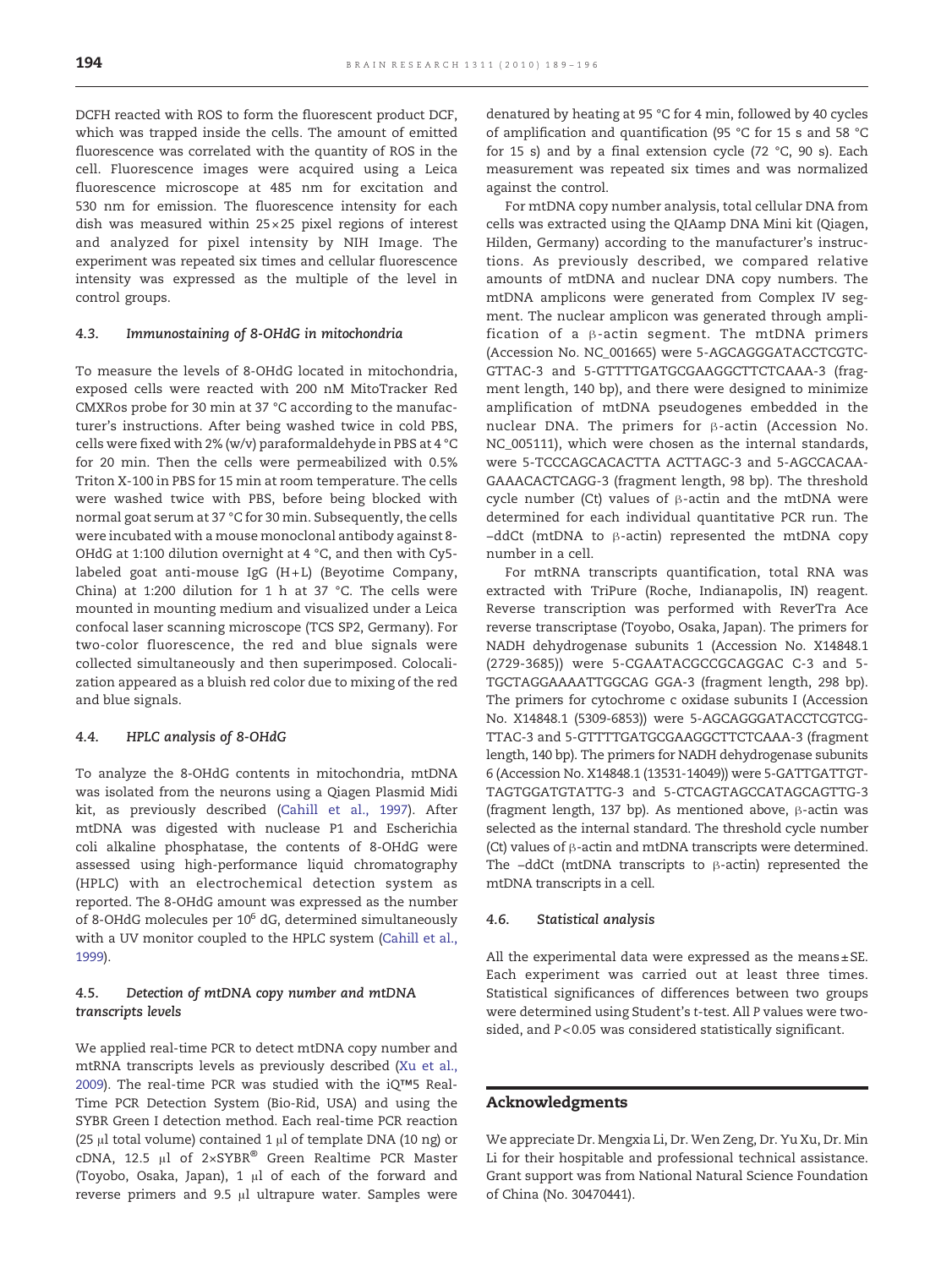DCFH reacted with ROS to form the fluorescent product DCF, which was trapped inside the cells. The amount of emitted fluorescence was correlated with the quantity of ROS in the cell. Fluorescence images were acquired using a Leica fluorescence microscope at 485 nm for excitation and 530 nm for emission. The fluorescence intensity for each dish was measured within 25×25 pixel regions of interest and analyzed for pixel intensity by NIH Image. The experiment was repeated six times and cellular fluorescence intensity was expressed as the multiple of the level in control groups.

### 4.3. Immunostaining of 8-OHdG in mitochondria

To measure the levels of 8-OHdG located in mitochondria, exposed cells were reacted with 200 nM MitoTracker Red CMXRos probe for 30 min at 37 °C according to the manufacturer's instructions. After being washed twice in cold PBS, cells were fixed with 2% (w/v) paraformaldehyde in PBS at 4 °C for 20 min. Then the cells were permeabilized with 0.5% Triton X-100 in PBS for 15 min at room temperature. The cells were washed twice with PBS, before being blocked with normal goat serum at 37 °C for 30 min. Subsequently, the cells were incubated with a mouse monoclonal antibody against 8-OHdG at 1:100 dilution overnight at 4 °C, and then with Cy5-labeled goat anti-mouse IgG (H+L) (Beyotime Company, China) at 1:200 dilution for 1 h at 37 °C. The cells were mounted in mounting medium and visualized under a Leica confocal laser scanning microscope (TCS SP2, Germany). For two-color fluorescence, the red and blue signals were collected simultaneously and then superimposed. Colocalization appeared as a bluish red color due to mixing of the red and blue signals.

### 4.4. HPLC analysis of 8-OHdG

To analyze the 8-OHdG contents in mitochondria, mtDNA was isolated from the neurons using a Qiagen Plasmid Midi kit, as previously described (Cahill et al., 1997). After mtDNA was digested with nuclease P1 and Escherichia coli alkaline phosphatase, the contents of 8-OHdG were assessed using high-performance liquid chromatography (HPLC) with an electrochemical detection system as reported. The 8-OHdG amount was expressed as the number of 8-OHdG molecules per $10^6$ dG, determined simultaneously with a UV monitor coupled to the HPLC system (Cahill et al., 1999).

### 4.5. Detection of mtDNA copy number and mtDNA transcripts levels

We applied real-time PCR to detect mtDNA copy number and mtRNA transcripts levels as previously described (Xu et al., 2009). The real-time PCR was studied with the iQ™5 Real-Time PCR Detection System (Bio-Rid, USA) and using the SYBR Green I detection method. Each real-time PCR reaction (25 μl total volume) contained 1 μl of template DNA (10 ng) or cDNA, 12.5 μl of 2×SYBR® Green Realtime PCR Master (Toyobo, Osaka, Japan), 1 μl of each of the forward and reverse primers and 9.5 μl ultrapure water. Samples were denatured by heating at 95 °C for 4 min, followed by 40 cycles of amplification and quantification (95 °C for 15 s and 58 °C for 15 s) and by a final extension cycle (72 °C, 90 s). Each measurement was repeated six times and was normalized against the control.

For mtDNA copy number analysis, total cellular DNA from cells was extracted using the QIAamp DNA Mini kit (Qiagen, Hilden, Germany) according to the manufacturer's instructions. As previously described, we compared relative amounts of mtDNA and nuclear DNA copy numbers. The mtDNA amplicons were generated from Complex IV segment. The nuclear amplicon was generated through amplification of a β-actin segment. The mtDNA primers (Accession No. NC_001665) were 5-AGCAGGGATACCTCGTC-GTTAC-3 and 5-GTTTTGATGCGAAGGCTTCTCAAA-3 (fragment length, 140 bp), and there were designed to minimize amplification of mtDNA pseudogenes embedded in the nuclear DNA. The primers for β-actin (Accession No. NC_005111), which were chosen as the internal standards, were 5-TCCCAGCACACTTA ACTTAGC-3 and 5-AGCCACAA-GAAACACTCAGG-3 (fragment length, 98 bp). The threshold cycle number (Ct) values of β-actin and the mtDNA were determined for each individual quantitative PCR run. The –ddCt (mtDNA to β-actin) represented the mtDNA copy number in a cell.

For mtRNA transcripts quantification, total RNA was extracted with TriPure (Roche, Indianapolis, IN) reagent. Reverse transcription was performed with ReverTra Ace reverse transcriptase (Toyobo, Osaka, Japan). The primers for NADH dehydrogenase subunits 1 (Accession No. X14848.1 (2729-3685)) were 5-CGAATACGCCGCAGGAC C-3 and 5-TGCTAGGAAAATTGGCAG GGA-3 (fragment length, 298 bp). The primers for cytochrome c oxidase subunits I (Accession No. X14848.1 (5309-6853)) were 5-AGCAGGGATACCTCGTCG-TTAC-3 and 5-GTTTTGATGCGAAGGCTTCTCAAA-3 (fragment length, 140 bp). The primers for NADH dehydrogenase subunits 6 (Accession No. X14848.1 (13531-14049)) were 5-GATTGATTGT-TAGTGGATGTATTG-3 and 5-CTCAGTAGCCATAGCAGTTG-3 (fragment length, 137 bp). As mentioned above, β-actin was selected as the internal standard. The threshold cycle number (Ct) values of β-actin and mtDNA transcripts were determined. The –ddCt (mtDNA transcripts to β-actin) represented the mtDNA transcripts in a cell.

### 4.6. Statistical analysis

All the experimental data were expressed as the means±SE. Each experiment was carried out at least three times. Statistical significances of differences between two groups were determined using Student's t-test. All P values were two-sided, and $P<0.05$ was considered statistically significant.

## Acknowledgments

We appreciate Dr. Mengxia Li, Dr. Wen Zeng, Dr. Yu Xu, Dr. Min Li for their hospitable and professional technical assistance. Grant support was from National Natural Science Foundation of China (No. 30470441).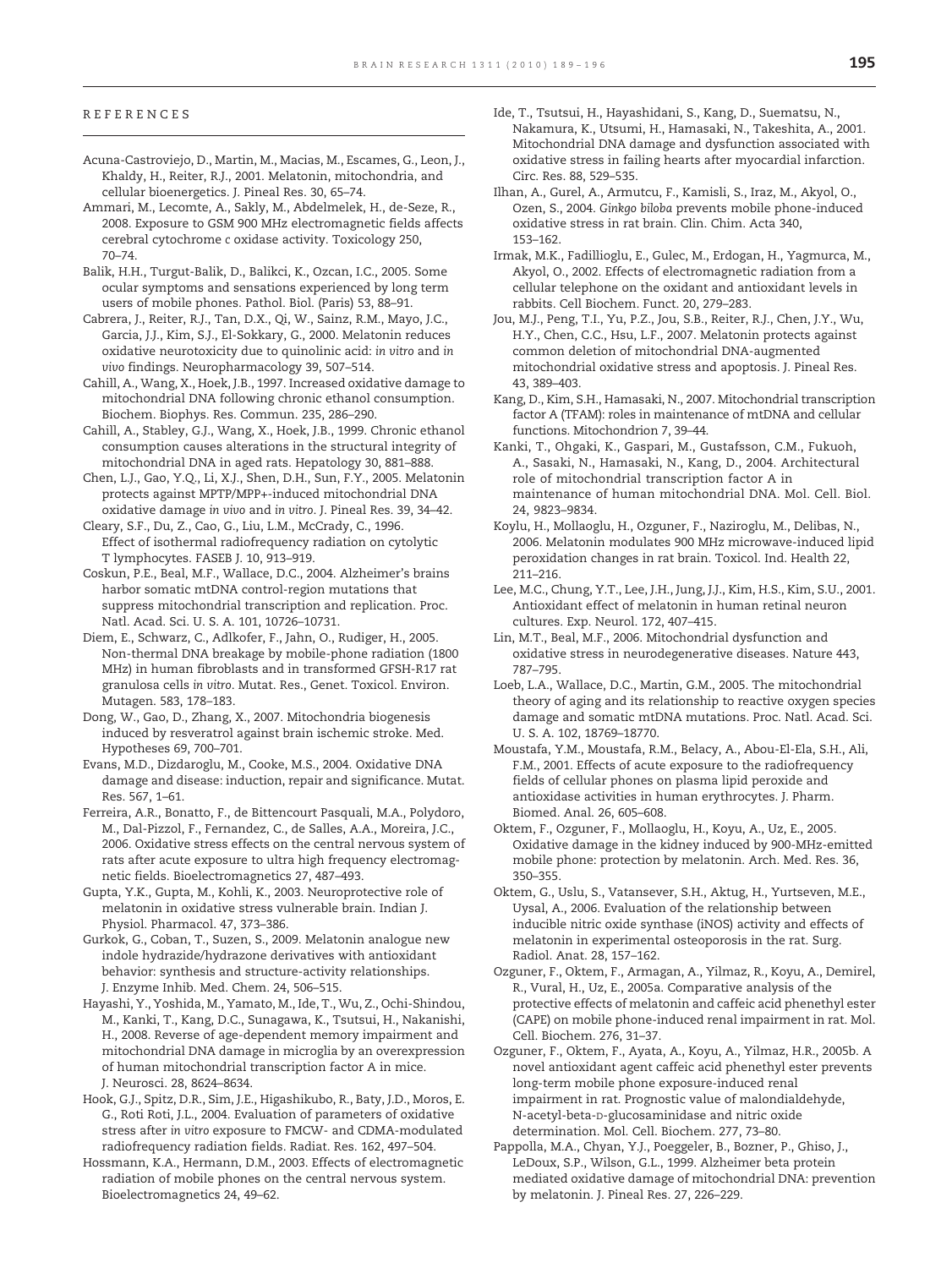## REFERENCES

Acuna-Castroviejo, D., Martin, M., Macias, M., Escames, G., Leon, J., Khaldy, H., Reiter, R.J., 2001. Melatonin, mitochondria, and cellular bioenergetics. J. Pineal Res. 30, 65–74.

Ammari, M., Lecomte, A., Sakly, M., Abdelmelek, H., de-Seze, R., 2008. Exposure to GSM 900 MHz electromagnetic fields affects cerebral cytochrome *c* oxidase activity. Toxicology 250, 70–74.

Balik, H.H., Turgut-Balik, D., Balikci, K., Ozcan, I.C., 2005. Some ocular symptoms and sensations experienced by long term users of mobile phones. Pathol. Biol. (Paris) 53, 88–91.

Cabrera, J., Reiter, R.J., Tan, D.X., Qi, W., Sainz, R.M., Mayo, J.C., Garcia, J.J., Kim, S.J., El-Sokkary, G., 2000. Melatonin reduces oxidative neurotoxicity due to quinolinic acid: *in vitro* and *in vivo* findings. Neuropharmacology 39, 507–514.

Cahill, A., Wang, X., Hoek, J.B., 1997. Increased oxidative damage to mitochondrial DNA following chronic ethanol consumption. Biochem. Biophys. Res. Commun. 235, 286–290.

Cahill, A., Stabley, G.J., Wang, X., Hoek, J.B., 1999. Chronic ethanol consumption causes alterations in the structural integrity of mitochondrial DNA in aged rats. Hepatology 30, 881–888.

Chen, L.J., Gao, Y.Q., Li, X.J., Shen, D.H., Sun, F.Y., 2005. Melatonin protects against MPTP/MPP+-induced mitochondrial DNA oxidative damage *in vivo* and *in vitro*. J. Pineal Res. 39, 34–42.

Cleary, S.F., Du, Z., Cao, G., Liu, L.M., McCrady, C., 1996. Effect of isothermal radiofrequency radiation on cytolytic T lymphocytes. FASEB J. 10, 913–919.

Coskun, P.E., Beal, M.F., Wallace, D.C., 2004. Alzheimer's brains harbor somatic mtDNA control-region mutations that suppress mitochondrial transcription and replication. Proc. Natl. Acad. Sci. U. S. A. 101, 10726–10731.

Diem, E., Schwarz, C., Adlkofer, F., Jahn, O., Rudiger, H., 2005. Non-thermal DNA breakage by mobile-phone radiation (1800 MHz) in human fibroblasts and in transformed GFSH-R17 rat granulosa cells *in vitro*. Mutat. Res., Genet. Toxicol. Environ. Mutagen. 583, 178–183.

Dong, W., Gao, D., Zhang, X., 2007. Mitochondria biogenesis induced by resveratrol against brain ischemic stroke. Med. Hypotheses 69, 700–701.

Evans, M.D., Dizdaroglu, M., Cooke, M.S., 2004. Oxidative DNA damage and disease: induction, repair and significance. Mutat. Res. 567, 1–61.

Ferreira, A.R., Bonatto, F., de Bittencourt Pasquali, M.A., Polydoro, M., Dal-Pizzol, F., Fernandez, C., de Salles, A.A., Moreira, J.C., 2006. Oxidative stress effects on the central nervous system of rats after acute exposure to ultra high frequency electromagnetic fields. Bioelectromagnetics 27, 487–493.

Gupta, Y.K., Gupta, M., Kohli, K., 2003. Neuroprotective role of melatonin in oxidative stress vulnerable brain. Indian J. Physiol. Pharmacol. 47, 373–386.

Gurkok, G., Coban, T., Suzen, S., 2009. Melatonin analogue new indole hydrazide/hydrazone derivatives with antioxidant behavior: synthesis and structure-activity relationships. J. Enzyme Inhib. Med. Chem. 24, 506–515.

Hayashi, Y., Yoshida, M., Yamato, M., Ide, T., Wu, Z., Ochi-Shindou, M., Kanki, T., Kang, D.C., Sunagawa, K., Tsutsui, H., Nakanishi, H., 2008. Reverse of age-dependent memory impairment and mitochondrial DNA damage in microglia by an overexpression of human mitochondrial transcription factor A in mice. J. Neurosci. 28, 8624–8634.

Hook, G.J., Spitz, D.R., Sim, J.E., Higashikubo, R., Baty, J.D., Moros, E. G., Roti Roti, J.L., 2004. Evaluation of parameters of oxidative stress after *in vitro* exposure to FMCW- and CDMA-modulated radiofrequency radiation fields. Radiat. Res. 162, 497–504.

Hossmann, K.A., Hermann, D.M., 2003. Effects of electromagnetic radiation of mobile phones on the central nervous system. Bioelectromagnetics 24, 49–62.

Ide, T., Tsutsui, H., Hayashidani, S., Kang, D., Suematsu, N., Nakamura, K., Utsumi, H., Hamasaki, N., Takeshita, A., 2001. Mitochondrial DNA damage and dysfunction associated with oxidative stress in failing hearts after myocardial infarction. Circ. Res. 88, 529–535.

Ilhan, A., Gurel, A., Armutcu, F., Kamisli, S., Iraz, M., Akyol, O., Ozen, S., 2004. *Ginkgo biloba* prevents mobile phone-induced oxidative stress in rat brain. Clin. Chim. Acta 340, 153–162.

Irmak, M.K., Fadillioglu, E., Gulec, M., Erdogan, H., Yagmurca, M., Akyol, O., 2002. Effects of electromagnetic radiation from a cellular telephone on the oxidant and antioxidant levels in rabbits. Cell Biochem. Funct. 20, 279–283.

Jou, M.J., Peng, T.I., Yu, P.Z., Jou, S.B., Reiter, R.J., Chen, J.Y., Wu, H.Y., Chen, C.C., Hsu, L.F., 2007. Melatonin protects against common deletion of mitochondrial DNA-augmented mitochondrial oxidative stress and apoptosis. J. Pineal Res. 43, 389–403.

Kang, D., Kim, S.H., Hamasaki, N., 2007. Mitochondrial transcription factor A (TFAM): roles in maintenance of mtDNA and cellular functions. Mitochondrion 7, 39–44.

Kanki, T., Ohgaki, K., Gaspari, M., Gustafsson, C.M., Fukuoh, A., Sasaki, N., Hamasaki, N., Kang, D., 2004. Architectural role of mitochondrial transcription factor A in maintenance of human mitochondrial DNA. Mol. Cell. Biol. 24, 9823–9834.

Koylu, H., Mollaoglu, H., Ozguner, F., Naziroglu, M., Delibas, N., 2006. Melatonin modulates 900 MHz microwave-induced lipid peroxidation changes in rat brain. Toxicol. Ind. Health 22, 211–216.

Lee, M.C., Chung, Y.T., Lee, J.H., Jung, J.J., Kim, H.S., Kim, S.U., 2001. Antioxidant effect of melatonin in human retinal neuron cultures. Exp. Neurol. 172, 407–415.

Lin, M.T., Beal, M.F., 2006. Mitochondrial dysfunction and oxidative stress in neurodegenerative diseases. Nature 443, 787–795.

Loeb, L.A., Wallace, D.C., Martin, G.M., 2005. The mitochondrial theory of aging and its relationship to reactive oxygen species damage and somatic mtDNA mutations. Proc. Natl. Acad. Sci. U. S. A. 102, 18769–18770.

Moustafa, Y.M., Moustafa, R.M., Belacy, A., Abou-El-Ela, S.H., Ali, F.M., 2001. Effects of acute exposure to the radiofrequency fields of cellular phones on plasma lipid peroxide and antioxidase activities in human erythrocytes. J. Pharm. Biomed. Anal. 26, 605–608.

Oktem, F., Ozguner, F., Mollaoglu, H., Koyu, A., Uz, E., 2005. Oxidative damage in the kidney induced by 900-MHz-emitted mobile phone: protection by melatonin. Arch. Med. Res. 36, 350–355.

Oktem, G., Uslu, S., Vatansever, S.H., Aktug, H., Yurtseven, M.E., Uysal, A., 2006. Evaluation of the relationship between inducible nitric oxide synthase (iNOS) activity and effects of melatonin in experimental osteoporosis in the rat. Surg. Radiol. Anat. 28, 157–162.

Ozguner, F., Oktem, F., Armagan, A., Yilmaz, R., Koyu, A., Demirel, R., Vural, H., Uz, E., 2005a. Comparative analysis of the protective effects of melatonin and caffeic acid phenethyl ester (CAPE) on mobile phone-induced renal impairment in rat. Mol. Cell. Biochem. 276, 31–37.

Ozguner, F., Oktem, F., Ayata, A., Koyu, A., Yilmaz, H.R., 2005b. A novel antioxidant agent caffeic acid phenethyl ester prevents long-term mobile phone exposure-induced renal impairment in rat. Prognostic value of malondialdehyde, N-acetyl-beta-D-glucosaminidase and nitric oxide determination. Mol. Cell. Biochem. 277, 73–80.

Pappolla, M.A., Chyan, Y.J., Poeggeler, B., Bozner, P., Ghiso, J., LeDoux, S.P., Wilson, G.L., 1999. Alzheimer beta protein mediated oxidative damage of mitochondrial DNA: prevention by melatonin. J. Pineal Res. 27, 226–229.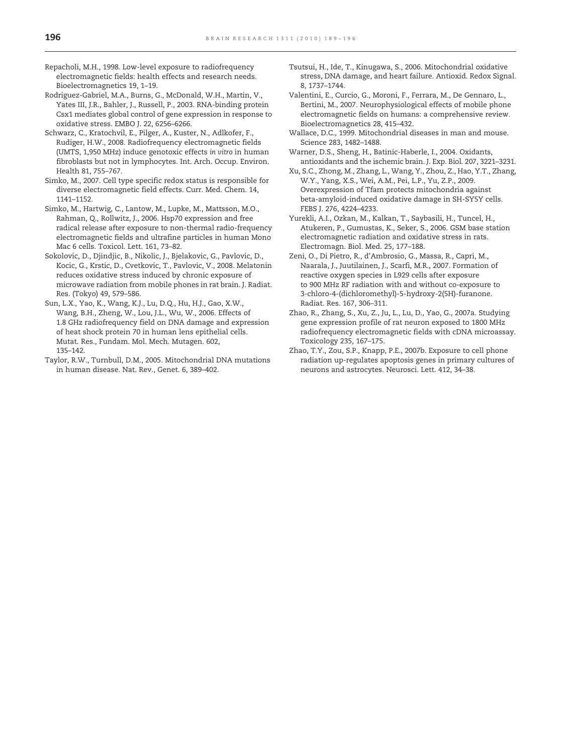Repacholi, M.H., 1998. Low-level exposure to radiofrequency electromagnetic fields: health effects and research needs. Bioelectromagnetics 19, 1–19.

Rodriguez-Gabriel, M.A., Burns, G., McDonald, W.H., Martin, V., Yates III, J.R., Bahler, J., Russell, P., 2003. RNA-binding protein Csx1 mediates global control of gene expression in response to oxidative stress. EMBO J. 22, 6256–6266.

Schwarz, C., Kratochvil, E., Pilger, A., Kuster, N., Adlkofer, F., Rudiger, H.W., 2008. Radiofrequency electromagnetic fields (UMTS, 1,950 MHz) induce genotoxic effects *in vitro* in human fibroblasts but not in lymphocytes. Int. Arch. Occup. Environ. Health 81, 755–767.

Simko, M., 2007. Cell type specific redox status is responsible for diverse electromagnetic field effects. Curr. Med. Chem. 14, 1141–1152.

Simko, M., Hartwig, C., Lantow, M., Lupke, M., Mattsson, M.O., Rahman, Q., Rollwitz, J., 2006. Hsp70 expression and free radical release after exposure to non-thermal radio-frequency electromagnetic fields and ultrafine particles in human Mono Mac 6 cells. Toxicol. Lett. 161, 73–82.

Sokolovic, D., Djindjic, B., Nikolic, J., Bjelakovic, G., Pavlovic, D., Kocic, G., Krstic, D., Cvetkovic, T., Pavlovic, V., 2008. Melatonin reduces oxidative stress induced by chronic exposure of microwave radiation from mobile phones in rat brain. J. Radiat. Res. (Tokyo) 49, 579–586.

Sun, L.X., Yao, K., Wang, K.J., Lu, D.Q., Hu, H.J., Gao, X.W., Wang, B.H., Zheng, W., Lou, J.L., Wu, W., 2006. Effects of 1.8 GHz radiofrequency field on DNA damage and expression of heat shock protein 70 in human lens epithelial cells. Mutat. Res., Fundam. Mol. Mech. Mutagen. 602, 135–142.

Taylor, R.W., Turnbull, D.M., 2005. Mitochondrial DNA mutations in human disease. Nat. Rev., Genet. 6, 389–402.

Tsutsui, H., Ide, T., Kinugawa, S., 2006. Mitochondrial oxidative stress, DNA damage, and heart failure. Antioxid. Redox Signal. 8, 1737–1744.

Valentini, E., Curcio, G., Moroni, F., Ferrara, M., De Gennaro, L., Bertini, M., 2007. Neurophysiological effects of mobile phone electromagnetic fields on humans: a comprehensive review. Bioelectromagnetics 28, 415–432.

Wallace, D.C., 1999. Mitochondrial diseases in man and mouse. Science 283, 1482–1488.

Warner, D.S., Sheng, H., Batinic-Haberle, I., 2004. Oxidants, antioxidants and the ischemic brain. J. Exp. Biol. 207, 3221–3231.

Xu, S.C., Zhong, M., Zhang, L., Wang, Y., Zhou, Z., Hao, Y.T., Zhang, W.Y., Yang, X.S., Wei, A.M., Pei, L.P., Yu, Z.P., 2009. Overexpression of Tfam protects mitochondria against beta-amyloid-induced oxidative damage in SH-SY5Y cells. FEBS J. 276, 4224–4233.

Yurekli, A.I., Ozkan, M., Kalkan, T., Saybasili, H., Tuncel, H., Atukeren, P., Gumustas, K., Seker, S., 2006. GSM base station electromagnetic radiation and oxidative stress in rats. Electromagn. Biol. Med. 25, 177–188.

Zeni, O., Di Pietro, R., d'Ambrosio, G., Massa, R., Capri, M., Naarala, J., Juutilainen, J., Scarfi, M.R., 2007. Formation of reactive oxygen species in L929 cells after exposure to 900 MHz RF radiation with and without co-exposure to 3-chloro-4-(dichloromethyl)-5-hydroxy-2(5H)-furanone. Radiat. Res. 167, 306–311.

Zhao, R., Zhang, S., Xu, Z., Ju, L., Lu, D., Yao, G., 2007a. Studying gene expression profile of rat neuron exposed to 1800 MHz radiofrequency electromagnetic fields with cDNA microassay. Toxicology 235, 167–175.

Zhao, T.Y., Zou, S.P., Knapp, P.E., 2007b. Exposure to cell phone radiation up-regulates apoptosis genes in primary cultures of neurons and astrocytes. Neurosci. Lett. 412, 34–38.